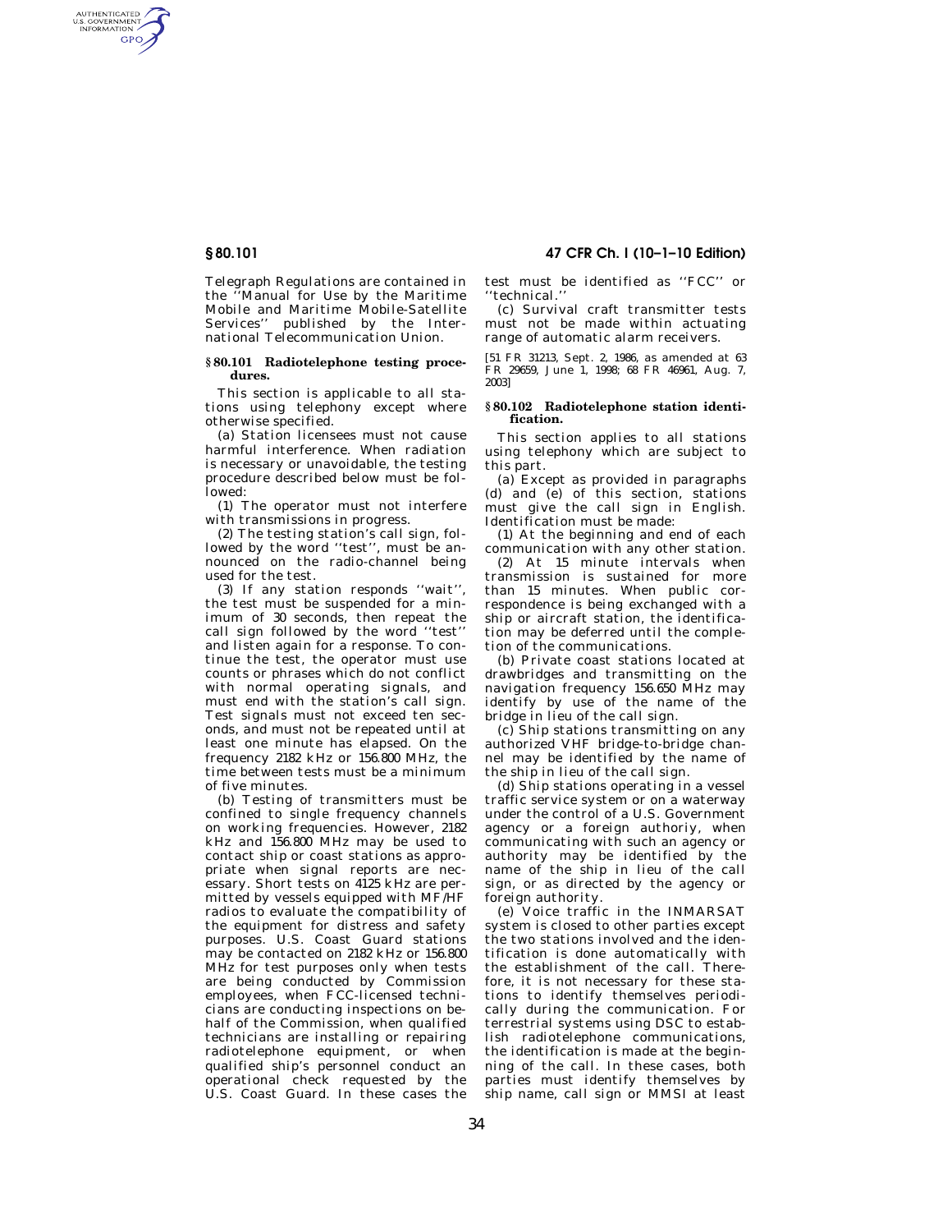Telegraph Regulations are contained in the ''Manual for Use by the Maritime Mobile and Maritime Mobile-Satellite Services'' published by the International Telecommunication Union.

### § 80.101 Radiotelephone testing procedures.

This section is applicable to all stations using telephony except where otherwise specified.

(a) Station licensees must not cause harmful interference. When radiation is necessary or unavoidable, the testing procedure described below must be followed:

(1) The operator must not interfere with transmissions in progress.

(2) The testing station's call sign, followed by the word ''test'', must be announced on the radio-channel being used for the test.

(3) If any station responds ''wait'', the test must be suspended for a minimum of 30 seconds, then repeat the call sign followed by the word ''test'' and listen again for a response. To continue the test, the operator must use counts or phrases which do not conflict with normal operating signals, and must end with the station's call sign. Test signals must not exceed ten seconds, and must not be repeated until at least one minute has elapsed. On the frequency 2182 kHz or 156.800 MHz, the time between tests must be a minimum of five minutes.

(b) Testing of transmitters must be confined to single frequency channels on working frequencies. However, 2182 kHz and 156.800 MHz may be used to contact ship or coast stations as appropriate when signal reports are necessary. Short tests on 4125 kHz are permitted by vessels equipped with MF/HF radios to evaluate the compatibility of the equipment for distress and safety purposes. U.S. Coast Guard stations may be contacted on 2182 kHz or 156.800 MHz for test purposes only when tests are being conducted by Commission employees, when FCC-licensed technicians are conducting inspections on behalf of the Commission, when qualified technicians are installing or repairing radiotelephone equipment, or when qualified ship's personnel conduct an operational check requested by the U.S. Coast Guard. In these cases the test must be identified as ''FCC'' or ''technical.''

(c) Survival craft transmitter tests must not be made within actuating range of automatic alarm receivers.

[51 FR 31213, Sept. 2, 1986, as amended at 63 FR 29659, June 1, 1998; 68 FR 46961, Aug. 7, 2003]

### § 80.102 Radiotelephone station identification.

This section applies to all stations using telephony which are subject to this part.

(a) Except as provided in paragraphs (d) and (e) of this section, stations must give the call sign in English. Identification must be made:

(1) At the beginning and end of each communication with any other station.

(2) At 15 minute intervals when transmission is sustained for more than 15 minutes. When public correspondence is being exchanged with a ship or aircraft station, the identification may be deferred until the completion of the communications.

(b) Private coast stations located at drawbridges and transmitting on the navigation frequency 156.650 MHz may identify by use of the name of the bridge in lieu of the call sign.

(c) Ship stations transmitting on any authorized VHF bridge-to-bridge channel may be identified by the name of the ship in lieu of the call sign.

(d) Ship stations operating in a vessel traffic service system or on a waterway under the control of a U.S. Government agency or a foreign authoriy, when communicating with such an agency or authority may be identified by the name of the ship in lieu of the call sign, or as directed by the agency or foreign authority.

(e) Voice traffic in the INMARSAT system is closed to other parties except the two stations involved and the identification is done automatically with the establishment of the call. Therefore, it is not necessary for these stations to identify themselves periodically during the communication. For terrestrial systems using DSC to establish radiotelephone communications, the identification is made at the beginning of the call. In these cases, both parties must identify themselves by ship name, call sign or MMSI at least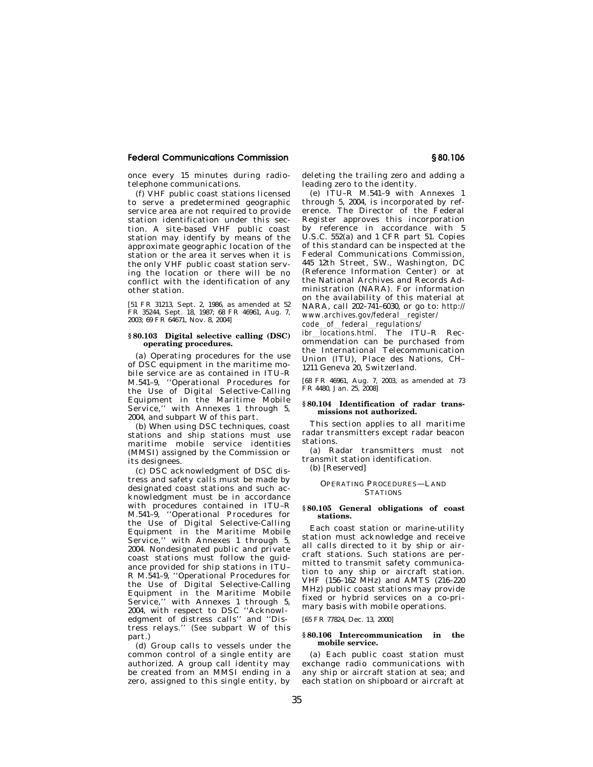once every 15 minutes during radiotelephone communications.

(f) VHF public coast stations licensed to serve a predetermined geographic service area are not required to provide station identification under this section. A site-based VHF public coast station may identify by means of the approximate geographic location of the station or the area it serves when it is the only VHF public coast station serving the location or there will be no conflict with the identification of any other station.

[51 FR 31213, Sept. 2, 1986, as amended at 52 FR 35244, Sept. 18, 1987; 68 FR 46961, Aug. 7, 2003; 69 FR 64671, Nov. 8, 2004]

### § 80.103 Digital selective calling (DSC) operating procedures.

(a) Operating procedures for the use of DSC equipment in the maritime mobile service are as contained in ITU–R M.541–9, ''Operational Procedures for the Use of Digital Selective-Calling Equipment in the Maritime Mobile Service,'' with Annexes 1 through 5, 2004, and subpart W of this part.

(b) When using DSC techniques, coast stations and ship stations must use maritime mobile service identities (MMSI) assigned by the Commission or its designees.

(c) DSC acknowledgment of DSC distress and safety calls must be made by designated coast stations and such acknowledgment must be in accordance with procedures contained in ITU–R M.541–9, ''Operational Procedures for the Use of Digital Selective-Calling Equipment in the Maritime Mobile Service,'' with Annexes 1 through 5, 2004. Nondesignated public and private coast stations must follow the guidance provided for ship stations in ITU–R M.541–9, ''Operational Procedures for the Use of Digital Selective-Calling Equipment in the Maritime Mobile Service,'' with Annexes 1 through 5, 2004, with respect to DSC ''Acknowledgment of distress calls'' and ''Distress relays.'' (*See* subpart W of this part.)

(d) Group calls to vessels under the common control of a single entity are authorized. A group call identity may be created from an MMSI ending in a zero, assigned to this single entity, by deleting the trailing zero and adding a leading zero to the identity.

(e) ITU–R M.541–9 with Annexes 1 through 5, 2004, is incorporated by reference. The Director of the Federal Register approves this incorporation by reference in accordance with 5 U.S.C. 552(a) and 1 CFR part 51. Copies of this standard can be inspected at the Federal Communications Commission, 445 12th Street, SW., Washington, DC (Reference Information Center) or at the National Archives and Records Administration (NARA). For information on the availability of this material at NARA, call 202–741–6030, or go to: *http://www.archives.gov/federal_register/code_of_federal_regulations/ibr_locations.html.* The ITU–R Recommendation can be purchased from the International Telecommunication Union (ITU), Place des Nations, CH–1211 Geneva 20, Switzerland.

[68 FR 46961, Aug. 7, 2003, as amended at 73 FR 4480, Jan. 25, 2008]

### § 80.104 Identification of radar transmissions not authorized.

This section applies to all maritime radar transmitters except radar beacon stations.

(a) Radar transmitters must not transmit station identification.

(b) [Reserved]

## OPERATING PROCEDURES—LAND STATIONS

### § 80.105 General obligations of coast stations.

Each coast station or marine-utility station must acknowledge and receive all calls directed to it by ship or aircraft stations. Such stations are permitted to transmit safety communication to any ship or aircraft station. VHF (156–162 MHz) and AMTS (216–220 MHz) public coast stations may provide fixed or hybrid services on a co-primary basis with mobile operations.

[65 FR 77824, Dec. 13, 2000]

### § 80.106 Intercommunication in the mobile service.

(a) Each public coast station must exchange radio communications with any ship or aircraft station at sea; and each station on shipboard or aircraft at